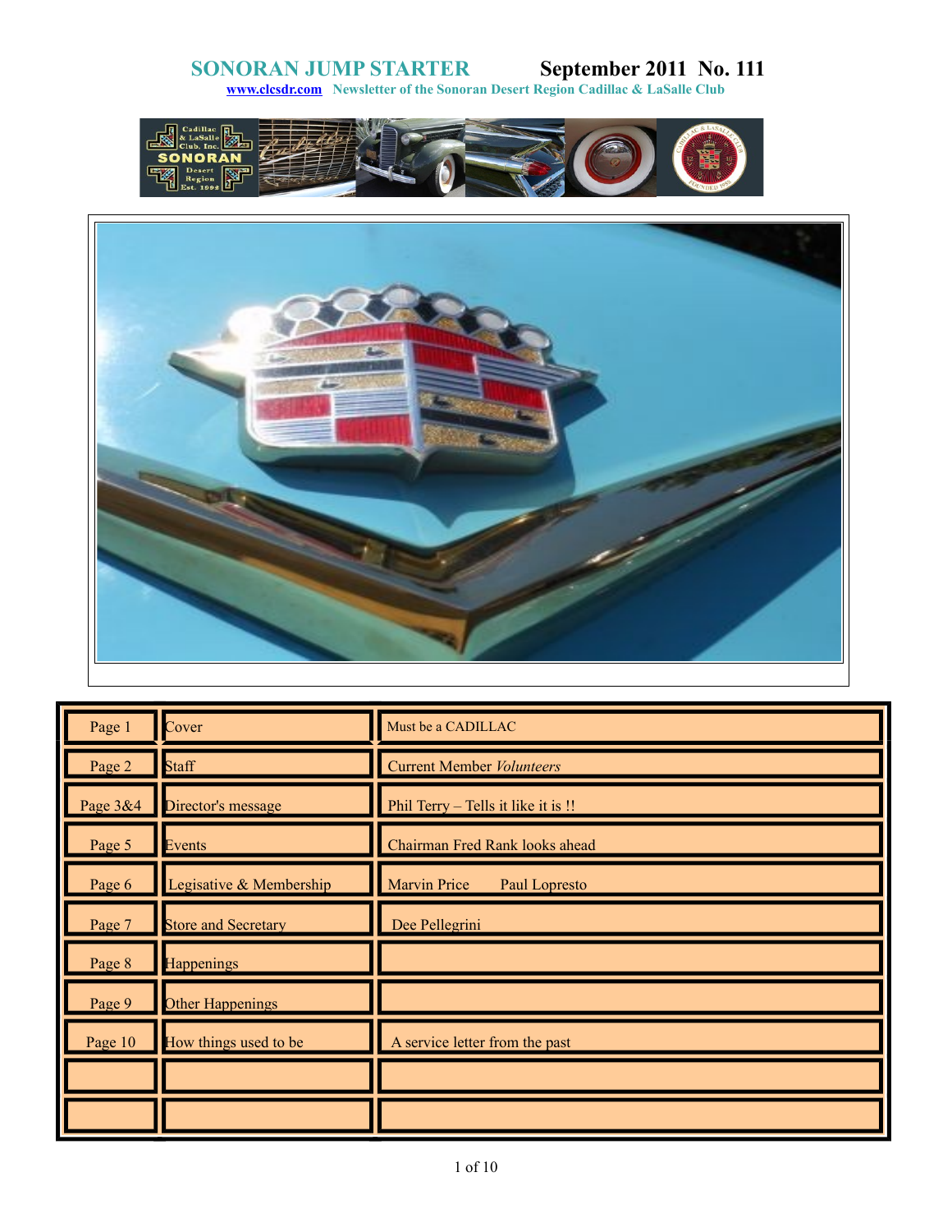# SONORAN JUMP STARTER September 2011 No. 111

**www.clcsdr.com** Newsletter of the Sonoran Desert Region Cadillac & LaSalle Club

| | | |
|---|---|---|
| Page 1 | Cover | Must be a CADILLAC |
| Page 2 | Staff | Current Member *Volunteers* |
| Page 3&4 | Director's message | Phil Terry – Tells it like it is !! |
| Page 5 | Events | Chairman Fred Rank looks ahead |
| Page 6 | Legisative & Membership | Marvin Price Paul Lopresto |
| Page 7 | Store and Secretary | Dee Pellegrini |
| Page 8 | Happenings | |
| Page 9 | Other Happenings | |
| Page 10 | How things used to be | A service letter from the past |
| | | |
| | | |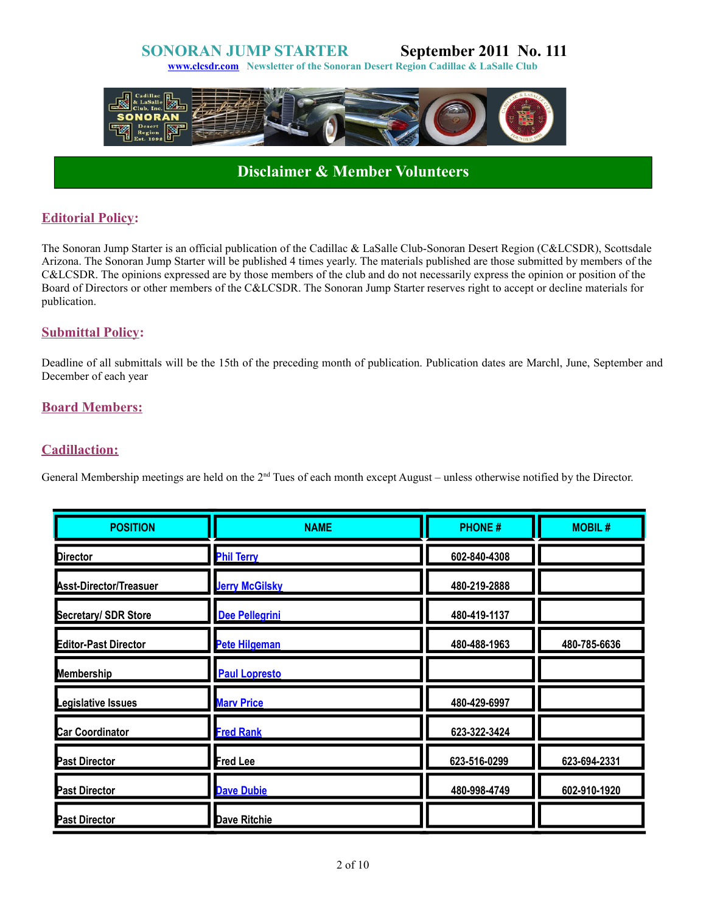# SONORAN JUMP STARTER September 2011 No. 111

www.clcsdr.com Newsletter of the Sonoran Desert Region Cadillac & LaSalle Club

## Disclaimer & Member Volunteers

### Editorial Policy:

The Sonoran Jump Starter is an official publication of the Cadillac & LaSalle Club-Sonoran Desert Region (C&LCSDR), Scottsdale Arizona. The Sonoran Jump Starter will be published 4 times yearly. The materials published are those submitted by members of the C&LCSDR. The opinions expressed are by those members of the club and do not necessarily express the opinion or position of the Board of Directors or other members of the C&LCSDR. The Sonoran Jump Starter reserves right to accept or decline materials for publication.

### Submittal Policy:

Deadline of all submittals will be the 15th of the preceding month of publication. Publication dates are Marchl, June, September and December of each year

### Board Members:

### Cadillaction:

General Membership meetings are held on the 2nd Tues of each month except August – unless otherwise notified by the Director.

| POSITION | NAME | PHONE # | MOBIL # |
|---|---|---|---|
| Director | Phil Terry | 602-840-4308 | |
| Asst-Director/Treasuer | Jerry McGilsky | 480-219-2888 | |
| Secretary/ SDR Store | Dee Pellegrini | 480-419-1137 | |
| Editor-Past Director | Pete Hilgeman | 480-488-1963 | 480-785-6636 |
| Membership | Paul Lopresto | | |
| Legislative Issues | Marv Price | 480-429-6997 | |
| Car Coordinator | Fred Rank | 623-322-3424 | |
| Past Director | Fred Lee | 623-516-0299 | 623-694-2331 |
| Past Director | Dave Dubie | 480-998-4749 | 602-910-1920 |
| Past Director | Dave Ritchie | | |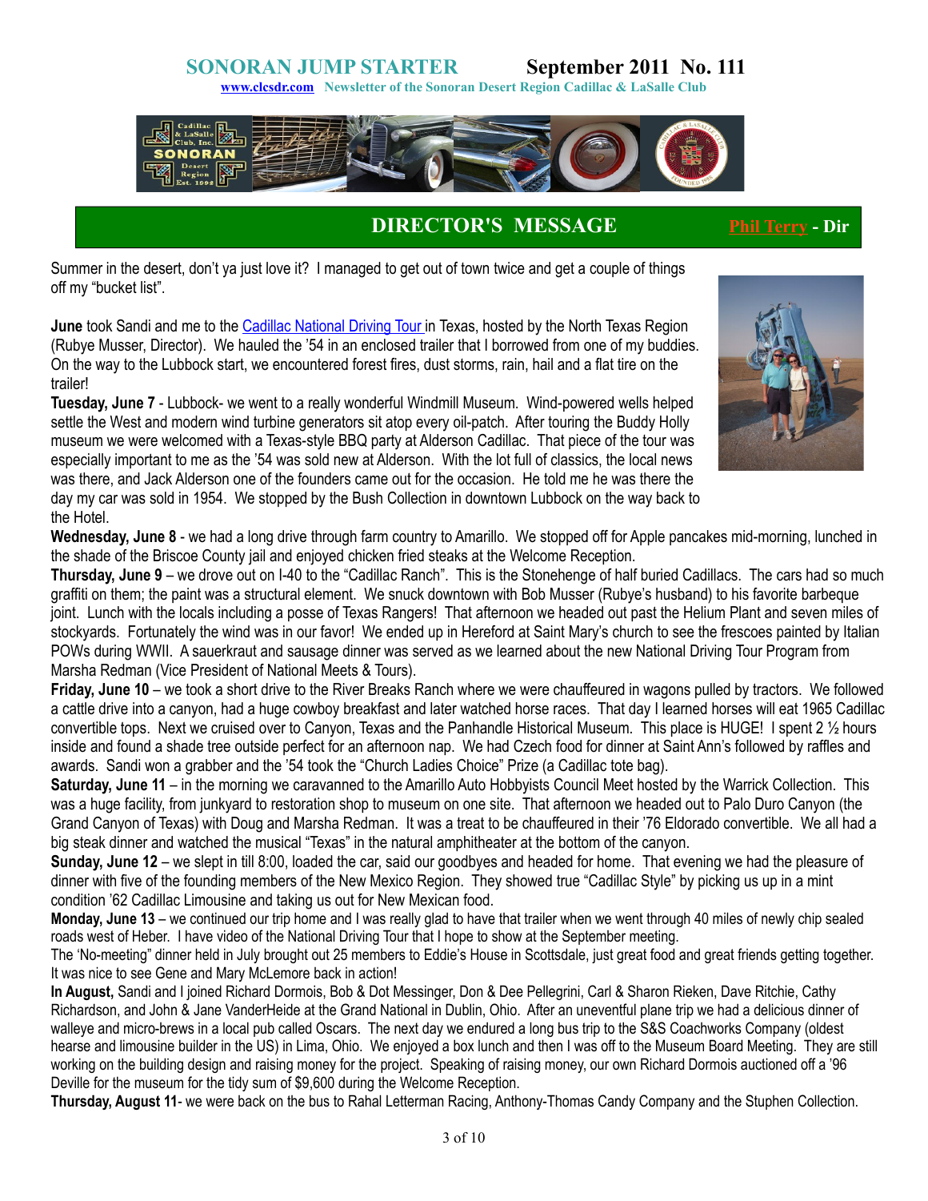# SONORAN JUMP STARTER — September 2011 No. 111

www.clcsdr.com Newsletter of the Sonoran Desert Region Cadillac & LaSalle Club

## DIRECTOR'S MESSAGE

Phil Terry - Dir

Summer in the desert, don't ya just love it? I managed to get out of town twice and get a couple of things off my "bucket list".

**June** took Sandi and me to the Cadillac National Driving Tour in Texas, hosted by the North Texas Region (Rubye Musser, Director). We hauled the '54 in an enclosed trailer that I borrowed from one of my buddies. On the way to the Lubbock start, we encountered forest fires, dust storms, rain, hail and a flat tire on the trailer!

**Tuesday, June 7** - Lubbock- we went to a really wonderful Windmill Museum. Wind-powered wells helped settle the West and modern wind turbine generators sit atop every oil-patch. After touring the Buddy Holly museum we were welcomed with a Texas-style BBQ party at Alderson Cadillac. That piece of the tour was especially important to me as the '54 was sold new at Alderson. With the lot full of classics, the local news was there, and Jack Alderson one of the founders came out for the occasion. He told me he was there the day my car was sold in 1954. We stopped by the Bush Collection in downtown Lubbock on the way back to the Hotel.

**Wednesday, June 8** - we had a long drive through farm country to Amarillo. We stopped off for Apple pancakes mid-morning, lunched in the shade of the Briscoe County jail and enjoyed chicken fried steaks at the Welcome Reception.

**Thursday, June 9** – we drove out on I-40 to the "Cadillac Ranch". This is the Stonehenge of half buried Cadillacs. The cars had so much graffiti on them; the paint was a structural element. We snuck downtown with Bob Musser (Rubye's husband) to his favorite barbeque joint. Lunch with the locals including a posse of Texas Rangers! That afternoon we headed out past the Helium Plant and seven miles of stockyards. Fortunately the wind was in our favor! We ended up in Hereford at Saint Mary's church to see the frescoes painted by Italian POWs during WWII. A sauerkraut and sausage dinner was served as we learned about the new National Driving Tour Program from Marsha Redman (Vice President of National Meets & Tours).

**Friday, June 10** – we took a short drive to the River Breaks Ranch where we were chauffeured in wagons pulled by tractors. We followed a cattle drive into a canyon, had a huge cowboy breakfast and later watched horse races. That day I learned horses will eat 1965 Cadillac convertible tops. Next we cruised over to Canyon, Texas and the Panhandle Historical Museum. This place is HUGE! I spent 2 ½ hours inside and found a shade tree outside perfect for an afternoon nap. We had Czech food for dinner at Saint Ann's followed by raffles and awards. Sandi won a grabber and the '54 took the "Church Ladies Choice" Prize (a Cadillac tote bag).

**Saturday, June 11** – in the morning we caravanned to the Amarillo Auto Hobbyists Council Meet hosted by the Warrick Collection. This was a huge facility, from junkyard to restoration shop to museum on one site. That afternoon we headed out to Palo Duro Canyon (the Grand Canyon of Texas) with Doug and Marsha Redman. It was a treat to be chauffeured in their '76 Eldorado convertible. We all had a big steak dinner and watched the musical "Texas" in the natural amphitheater at the bottom of the canyon.

**Sunday, June 12** – we slept in till 8:00, loaded the car, said our goodbyes and headed for home. That evening we had the pleasure of dinner with five of the founding members of the New Mexico Region. They showed true "Cadillac Style" by picking us up in a mint condition '62 Cadillac Limousine and taking us out for New Mexican food.

**Monday, June 13** – we continued our trip home and I was really glad to have that trailer when we went through 40 miles of newly chip sealed roads west of Heber. I have video of the National Driving Tour that I hope to show at the September meeting.

The 'No-meeting" dinner held in July brought out 25 members to Eddie's House in Scottsdale, just great food and great friends getting together. It was nice to see Gene and Mary McLemore back in action!

**In August,** Sandi and I joined Richard Dormois, Bob & Dot Messinger, Don & Dee Pellegrini, Carl & Sharon Rieken, Dave Ritchie, Cathy Richardson, and John & Jane VanderHeide at the Grand National in Dublin, Ohio. After an uneventful plane trip we had a delicious dinner of walleye and micro-brews in a local pub called Oscars. The next day we endured a long bus trip to the S&S Coachworks Company (oldest hearse and limousine builder in the US) in Lima, Ohio. We enjoyed a box lunch and then I was off to the Museum Board Meeting. They are still working on the building design and raising money for the project. Speaking of raising money, our own Richard Dormois auctioned off a '96 Deville for the museum for the tidy sum of $9,600 during the Welcome Reception.

**Thursday, August 11**- we were back on the bus to Rahal Letterman Racing, Anthony-Thomas Candy Company and the Stuphen Collection.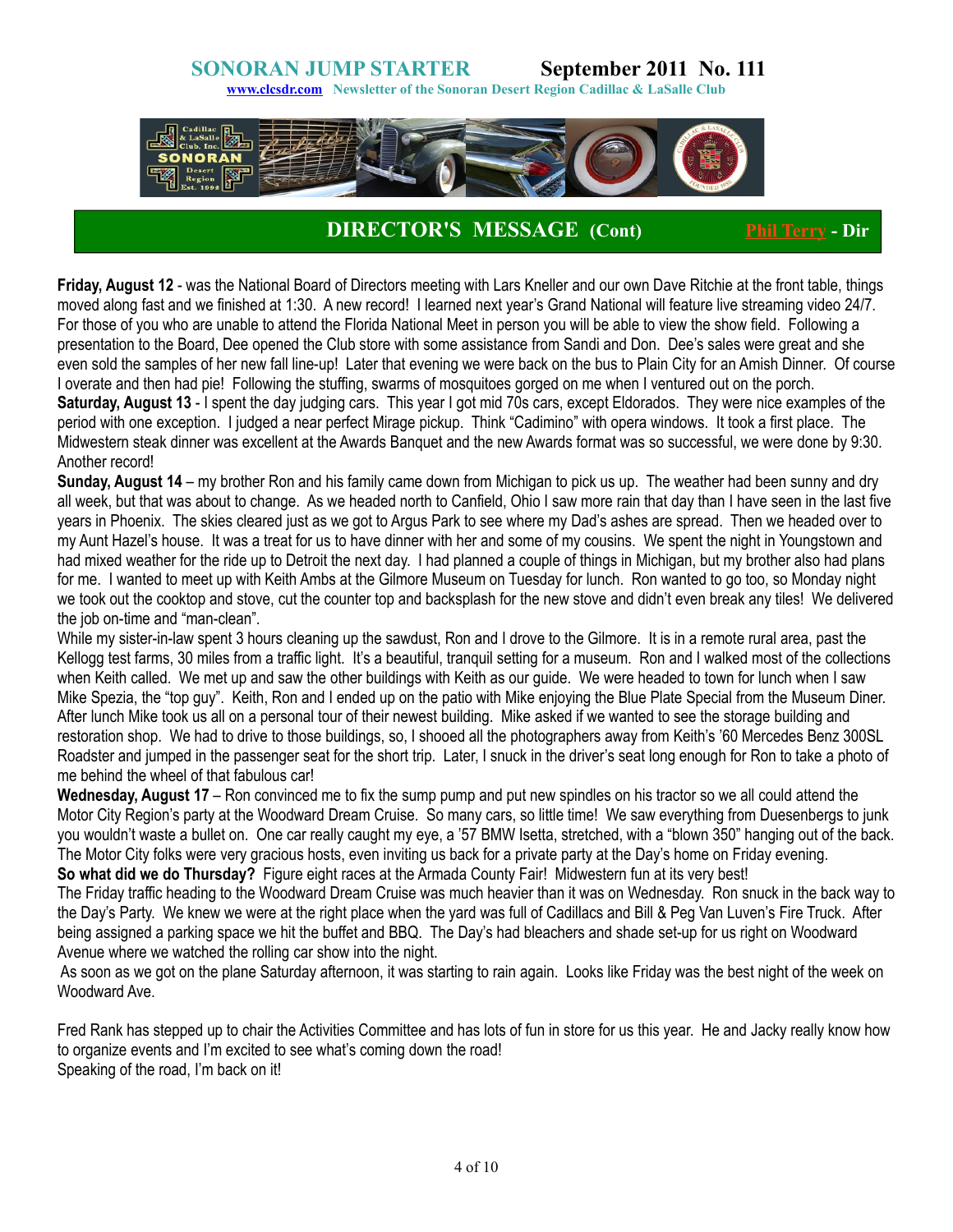# SONORAN JUMP STARTER September 2011 No. 111

www.clcsdr.com Newsletter of the Sonoran Desert Region Cadillac & LaSalle Club

## DIRECTOR'S MESSAGE (Cont) Phil Terry - Dir

**Friday, August 12** - was the National Board of Directors meeting with Lars Kneller and our own Dave Ritchie at the front table, things moved along fast and we finished at 1:30. A new record! I learned next year's Grand National will feature live streaming video 24/7. For those of you who are unable to attend the Florida National Meet in person you will be able to view the show field. Following a presentation to the Board, Dee opened the Club store with some assistance from Sandi and Don. Dee's sales were great and she even sold the samples of her new fall line-up! Later that evening we were back on the bus to Plain City for an Amish Dinner. Of course I overate and then had pie! Following the stuffing, swarms of mosquitoes gorged on me when I ventured out on the porch.

**Saturday, August 13** - I spent the day judging cars. This year I got mid 70s cars, except Eldorados. They were nice examples of the period with one exception. I judged a near perfect Mirage pickup. Think "Cadimino" with opera windows. It took a first place. The Midwestern steak dinner was excellent at the Awards Banquet and the new Awards format was so successful, we were done by 9:30. Another record!

**Sunday, August 14** – my brother Ron and his family came down from Michigan to pick us up. The weather had been sunny and dry all week, but that was about to change. As we headed north to Canfield, Ohio I saw more rain that day than I have seen in the last five years in Phoenix. The skies cleared just as we got to Argus Park to see where my Dad's ashes are spread. Then we headed over to my Aunt Hazel's house. It was a treat for us to have dinner with her and some of my cousins. We spent the night in Youngstown and had mixed weather for the ride up to Detroit the next day. I had planned a couple of things in Michigan, but my brother also had plans for me. I wanted to meet up with Keith Ambs at the Gilmore Museum on Tuesday for lunch. Ron wanted to go too, so Monday night we took out the cooktop and stove, cut the counter top and backsplash for the new stove and didn't even break any tiles! We delivered the job on-time and "man-clean".

While my sister-in-law spent 3 hours cleaning up the sawdust, Ron and I drove to the Gilmore. It is in a remote rural area, past the Kellogg test farms, 30 miles from a traffic light. It's a beautiful, tranquil setting for a museum. Ron and I walked most of the collections when Keith called. We met up and saw the other buildings with Keith as our guide. We were headed to town for lunch when I saw Mike Spezia, the "top guy". Keith, Ron and I ended up on the patio with Mike enjoying the Blue Plate Special from the Museum Diner. After lunch Mike took us all on a personal tour of their newest building. Mike asked if we wanted to see the storage building and restoration shop. We had to drive to those buildings, so, I shooed all the photographers away from Keith's '60 Mercedes Benz 300SL Roadster and jumped in the passenger seat for the short trip. Later, I snuck in the driver's seat long enough for Ron to take a photo of me behind the wheel of that fabulous car!

**Wednesday, August 17** – Ron convinced me to fix the sump pump and put new spindles on his tractor so we all could attend the Motor City Region's party at the Woodward Dream Cruise. So many cars, so little time! We saw everything from Duesenbergs to junk you wouldn't waste a bullet on. One car really caught my eye, a '57 BMW Isetta, stretched, with a "blown 350" hanging out of the back. The Motor City folks were very gracious hosts, even inviting us back for a private party at the Day's home on Friday evening.

**So what did we do Thursday?** Figure eight races at the Armada County Fair! Midwestern fun at its very best!

The Friday traffic heading to the Woodward Dream Cruise was much heavier than it was on Wednesday. Ron snuck in the back way to the Day's Party. We knew we were at the right place when the yard was full of Cadillacs and Bill & Peg Van Luven's Fire Truck. After being assigned a parking space we hit the buffet and BBQ. The Day's had bleachers and shade set-up for us right on Woodward Avenue where we watched the rolling car show into the night.

As soon as we got on the plane Saturday afternoon, it was starting to rain again. Looks like Friday was the best night of the week on Woodward Ave.

Fred Rank has stepped up to chair the Activities Committee and has lots of fun in store for us this year. He and Jacky really know how to organize events and I'm excited to see what's coming down the road!

Speaking of the road, I'm back on it!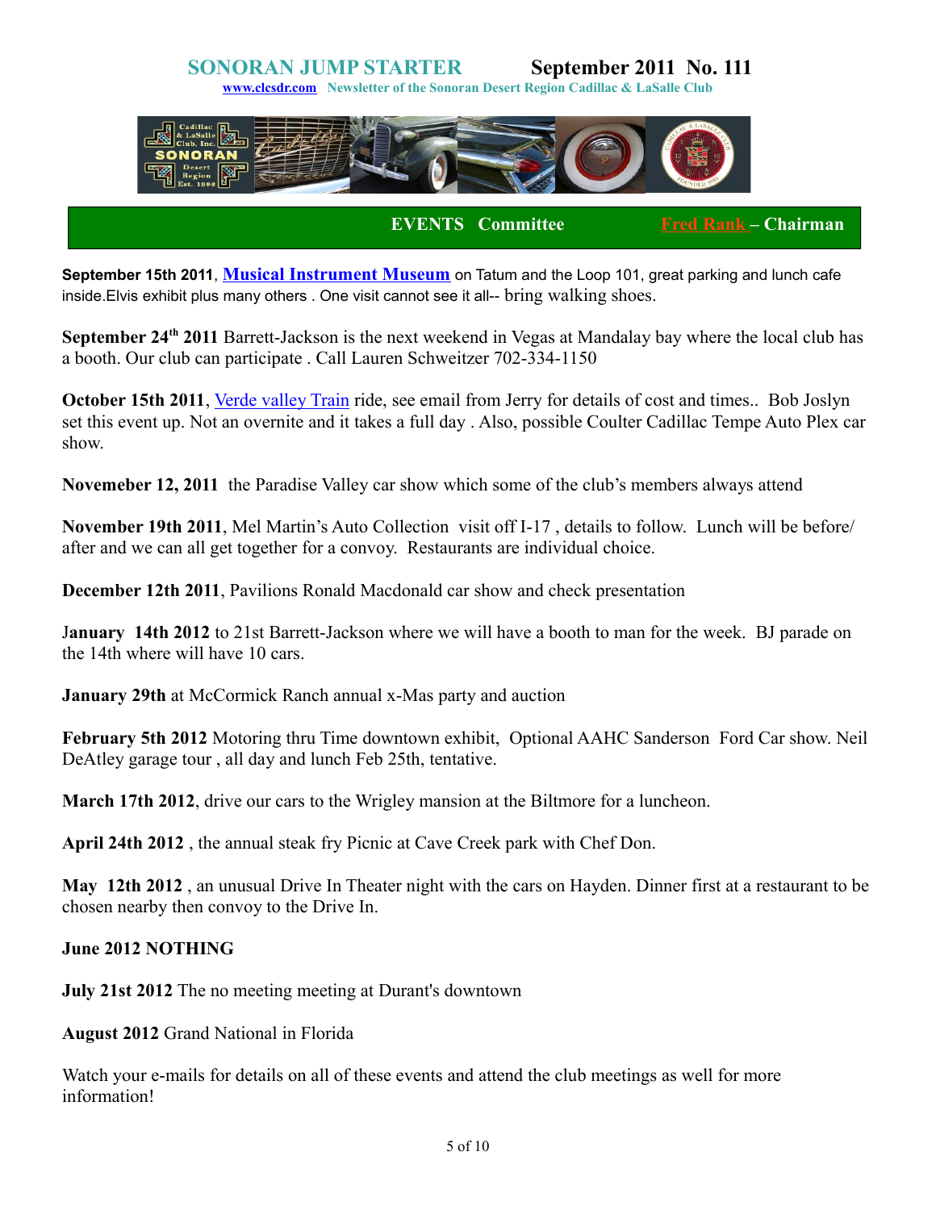# SONORAN JUMP STARTER September 2011 No. 111

**www.clcsdr.com Newsletter of the Sonoran Desert Region Cadillac & LaSalle Club**

## EVENTS Committee Fred Rank – Chairman

**September 15th 2011**, **Musical Instrument Museum** on Tatum and the Loop 101, great parking and lunch cafe inside.Elvis exhibit plus many others . One visit cannot see it all-- bring walking shoes.

**September 24th 2011** Barrett-Jackson is the next weekend in Vegas at Mandalay bay where the local club has a booth. Our club can participate . Call Lauren Schweitzer 702-334-1150

**October 15th 2011**, Verde valley Train ride, see email from Jerry for details of cost and times.. Bob Joslyn set this event up. Not an overnite and it takes a full day . Also, possible Coulter Cadillac Tempe Auto Plex car show.

**Novemeber 12, 2011** the Paradise Valley car show which some of the club's members always attend

**November 19th 2011**, Mel Martin's Auto Collection visit off I-17 , details to follow. Lunch will be before/ after and we can all get together for a convoy. Restaurants are individual choice.

**December 12th 2011**, Pavilions Ronald Macdonald car show and check presentation

**January 14th 2012** to 21st Barrett-Jackson where we will have a booth to man for the week. BJ parade on the 14th where will have 10 cars.

**January 29th** at McCormick Ranch annual x-Mas party and auction

**February 5th 2012** Motoring thru Time downtown exhibit, Optional AAHC Sanderson Ford Car show. Neil DeAtley garage tour , all day and lunch Feb 25th, tentative.

**March 17th 2012**, drive our cars to the Wrigley mansion at the Biltmore for a luncheon.

**April 24th 2012** , the annual steak fry Picnic at Cave Creek park with Chef Don.

**May 12th 2012** , an unusual Drive In Theater night with the cars on Hayden. Dinner first at a restaurant to be chosen nearby then convoy to the Drive In.

**June 2012 NOTHING**

**July 21st 2012** The no meeting meeting at Durant's downtown

**August 2012** Grand National in Florida

Watch your e-mails for details on all of these events and attend the club meetings as well for more information!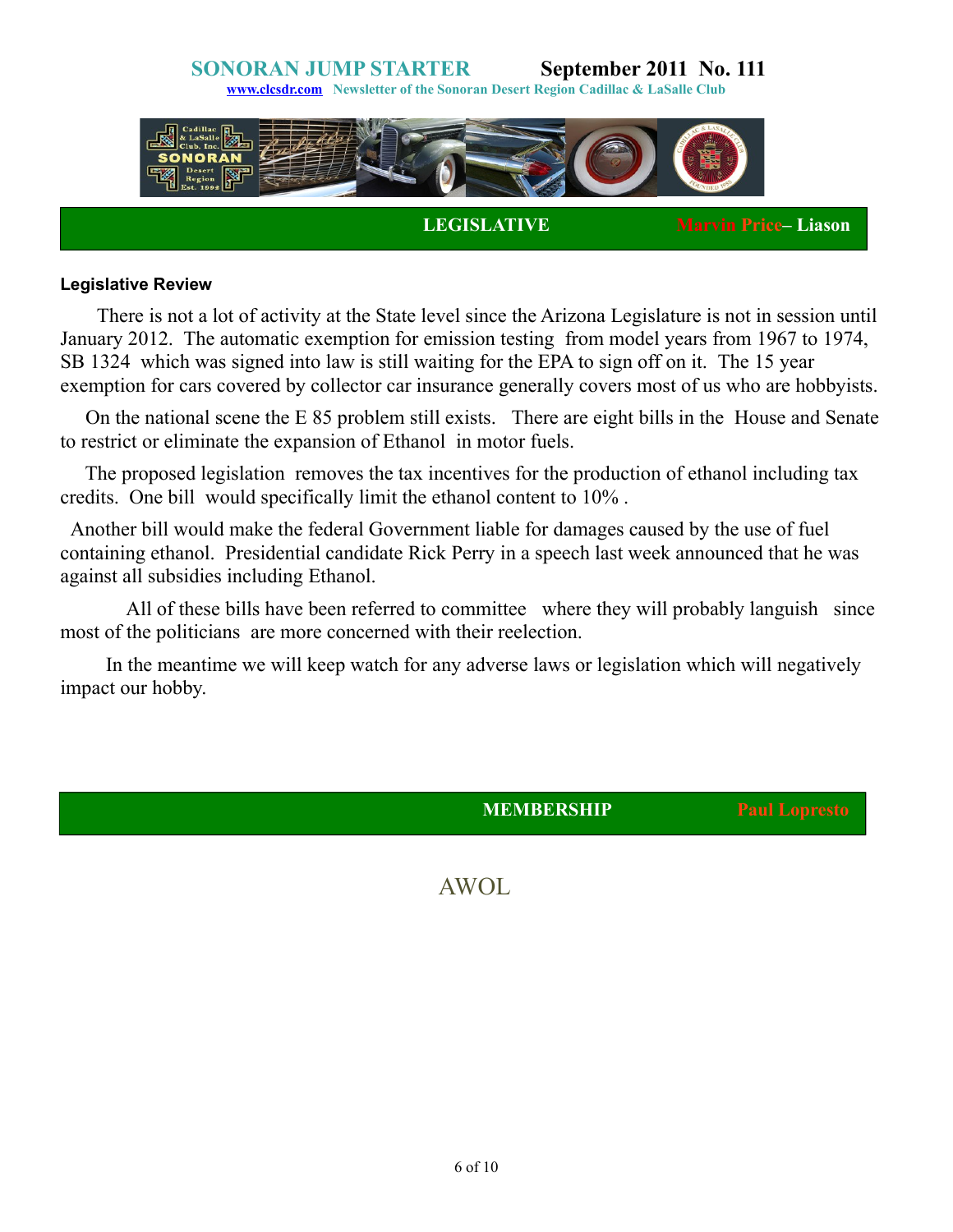# SONORAN JUMP STARTER — September 2011 No. 111

www.clcsdr.com Newsletter of the Sonoran Desert Region Cadillac & LaSalle Club

## LEGISLATIVE — Marvin Price– Liason

### Legislative Review

There is not a lot of activity at the State level since the Arizona Legislature is not in session until January 2012. The automatic exemption for emission testing from model years from 1967 to 1974, SB 1324 which was signed into law is still waiting for the EPA to sign off on it. The 15 year exemption for cars covered by collector car insurance generally covers most of us who are hobbyists.

On the national scene the E 85 problem still exists. There are eight bills in the House and Senate to restrict or eliminate the expansion of Ethanol in motor fuels.

The proposed legislation removes the tax incentives for the production of ethanol including tax credits. One bill would specifically limit the ethanol content to 10% .

Another bill would make the federal Government liable for damages caused by the use of fuel containing ethanol. Presidential candidate Rick Perry in a speech last week announced that he was against all subsidies including Ethanol.

All of these bills have been referred to committee where they will probably languish since most of the politicians are more concerned with their reelection.

In the meantime we will keep watch for any adverse laws or legislation which will negatively impact our hobby.

## MEMBERSHIP — Paul Lopresto

AWOL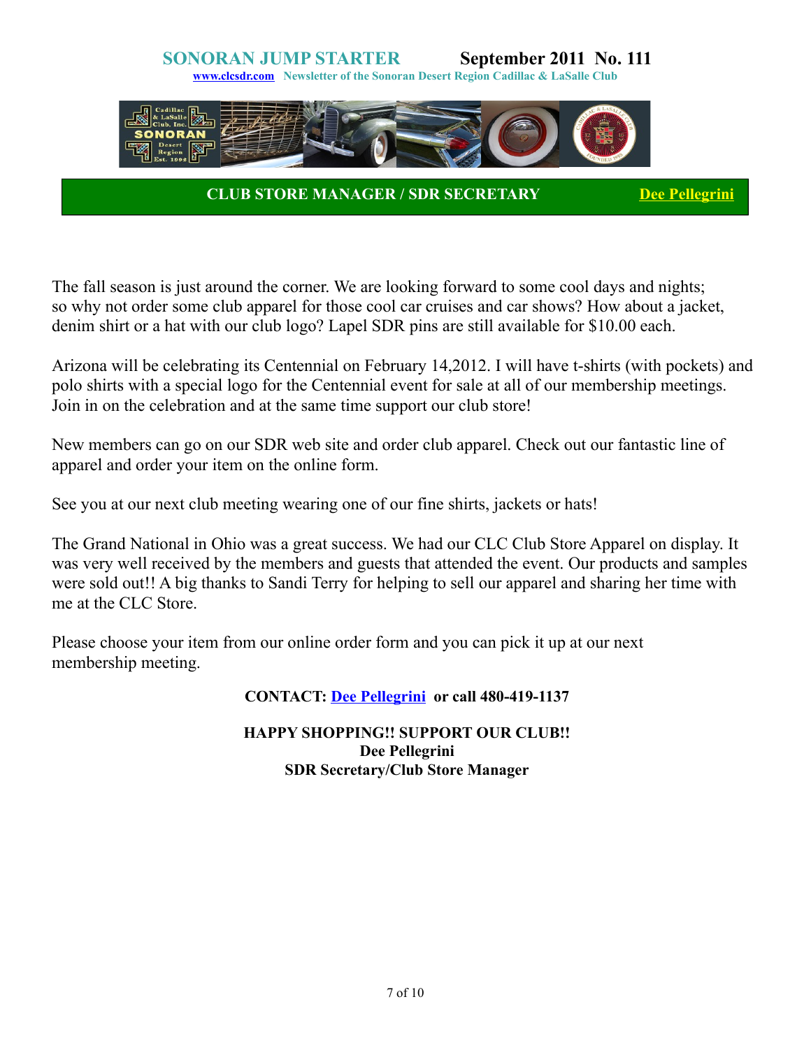# SONORAN JUMP STARTER    September 2011 No. 111

**www.clcsdr.com Newsletter of the Sonoran Desert Region Cadillac & LaSalle Club**

## CLUB STORE MANAGER / SDR SECRETARY    Dee Pellegrini

The fall season is just around the corner. We are looking forward to some cool days and nights; so why not order some club apparel for those cool car cruises and car shows? How about a jacket, denim shirt or a hat with our club logo? Lapel SDR pins are still available for $10.00 each.

Arizona will be celebrating its Centennial on February 14,2012. I will have t-shirts (with pockets) and polo shirts with a special logo for the Centennial event for sale at all of our membership meetings. Join in on the celebration and at the same time support our club store!

New members can go on our SDR web site and order club apparel. Check out our fantastic line of apparel and order your item on the online form.

See you at our next club meeting wearing one of our fine shirts, jackets or hats!

The Grand National in Ohio was a great success. We had our CLC Club Store Apparel on display. It was very well received by the members and guests that attended the event. Our products and samples were sold out!! A big thanks to Sandi Terry for helping to sell our apparel and sharing her time with me at the CLC Store.

Please choose your item from our online order form and you can pick it up at our next membership meeting.

**CONTACT: Dee Pellegrini or call 480-419-1137**

**HAPPY SHOPPING!! SUPPORT OUR CLUB!!**
**Dee Pellegrini**
**SDR Secretary/Club Store Manager**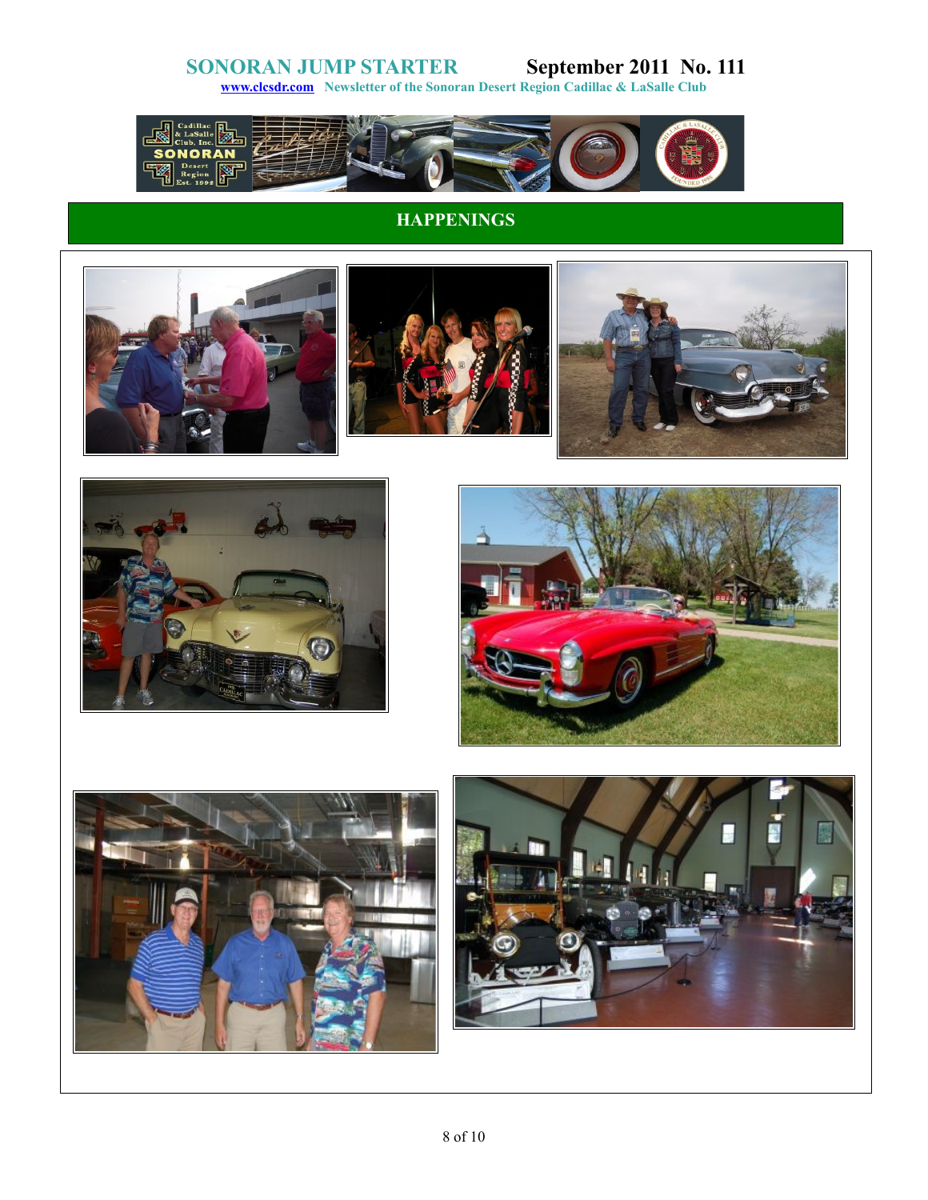## HAPPENINGS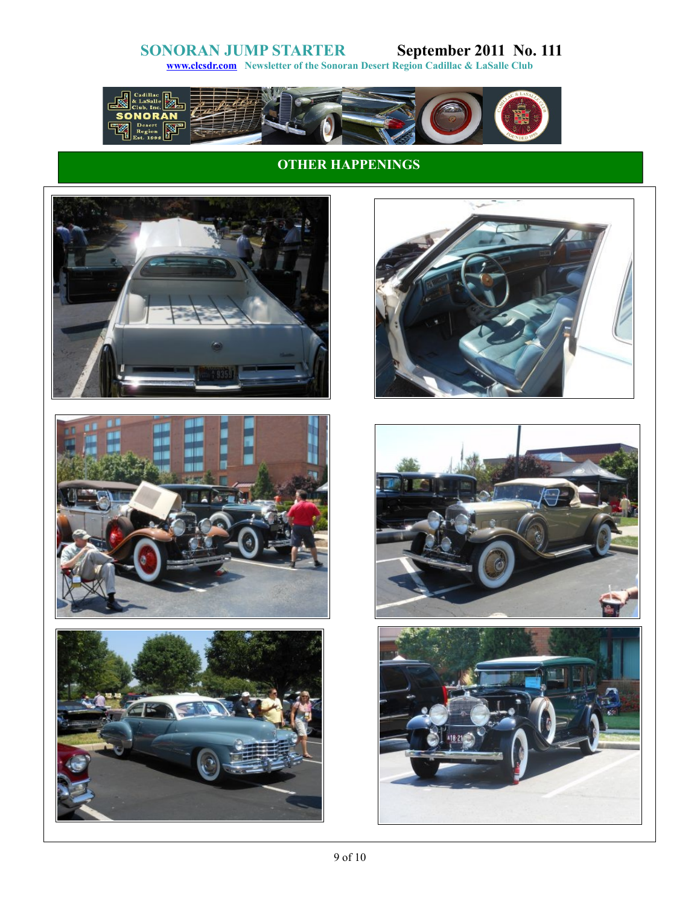## OTHER HAPPENINGS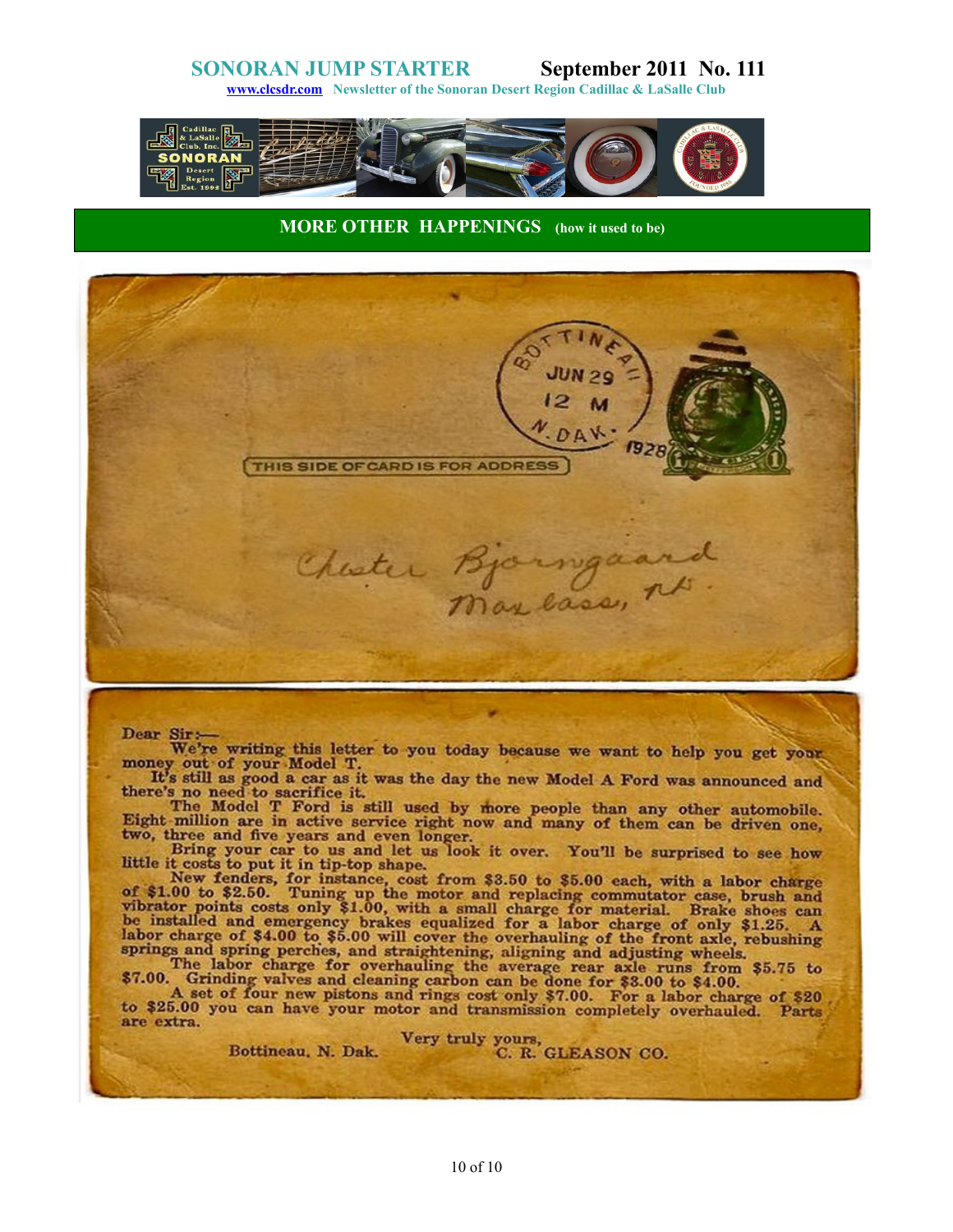## MORE OTHER HAPPENINGS (how it used to be)

BOTTINEAU
JUN 29
12 M
N. DAK.
1928

THIS SIDE OF CARD IS FOR ADDRESS

Chester Bjorngaard
Maxbass, N.D.

Dear Sir:—

We're writing this letter to you today because we want to help you get your money out of your Model T.

It's still as good a car as it was the day the new Model A Ford was announced and there's no need to sacrifice it.

The Model T Ford is still used by more people than any other automobile. Eight million are in active service right now and many of them can be driven one, two, three and five years and even longer.

Bring your car to us and let us look it over. You'll be surprised to see how little it costs to put it in tip-top shape.

New fenders, for instance, cost from $3.50 to $5.00 each, with a labor charge of $1.00 to $2.50. Tuning up the motor and replacing commutator case, brush and vibrator points costs only $1.00, with a small charge for material. Brake shoes can be installed and emergency brakes equalized for a labor charge of only $1.25. A labor charge of $4.00 to $5.00 will cover the overhauling of the front axle, rebushing springs and spring perches, and straightening, aligning and adjusting wheels.

The labor charge for overhauling the average rear axle runs from $5.75 to $7.00. Grinding valves and cleaning carbon can be done for $3.00 to $4.00.

A set of four new pistons and rings cost only $7.00. For a labor charge of $20 to $25.00 you can have your motor and transmission completely overhauled. Parts are extra.

Very truly yours,
C. R. GLEASON CO.

Bottineau, N. Dak.